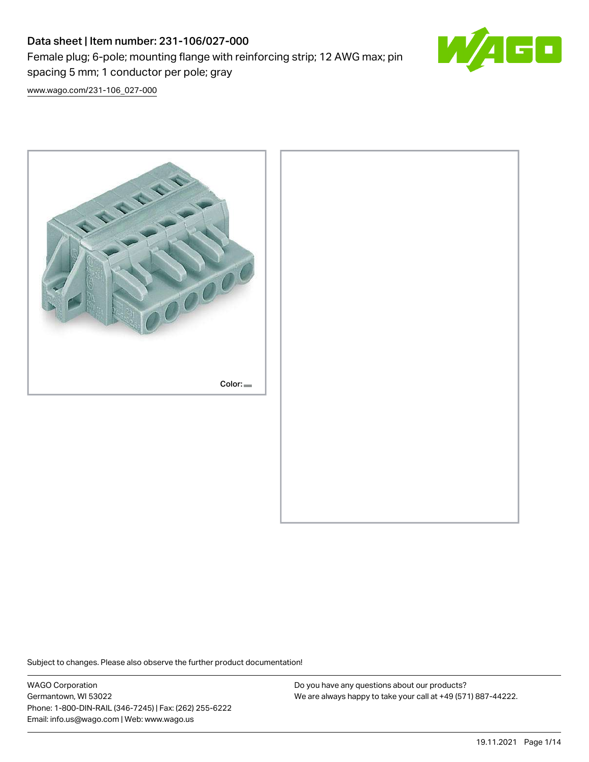# Data sheet | Item number: 231-106/027-000

Female plug; 6-pole; mounting flange with reinforcing strip; 12 AWG max; pin spacing 5 mm; 1 conductor per pole; gray

[www.wago.com/231-106_027-000](www.wago.com/231-106_027-000)

Color:

Subject to changes. Please also observe the further product documentation!

WAGO Corporation
Germantown, WI 53022
Phone: 1-800-DIN-RAIL (346-7245) | Fax: (262) 255-6222
Email: info.us@wago.com | Web: www.wago.us

Do you have any questions about our products?
We are always happy to take your call at +49 (571) 887-44222.

19.11.2021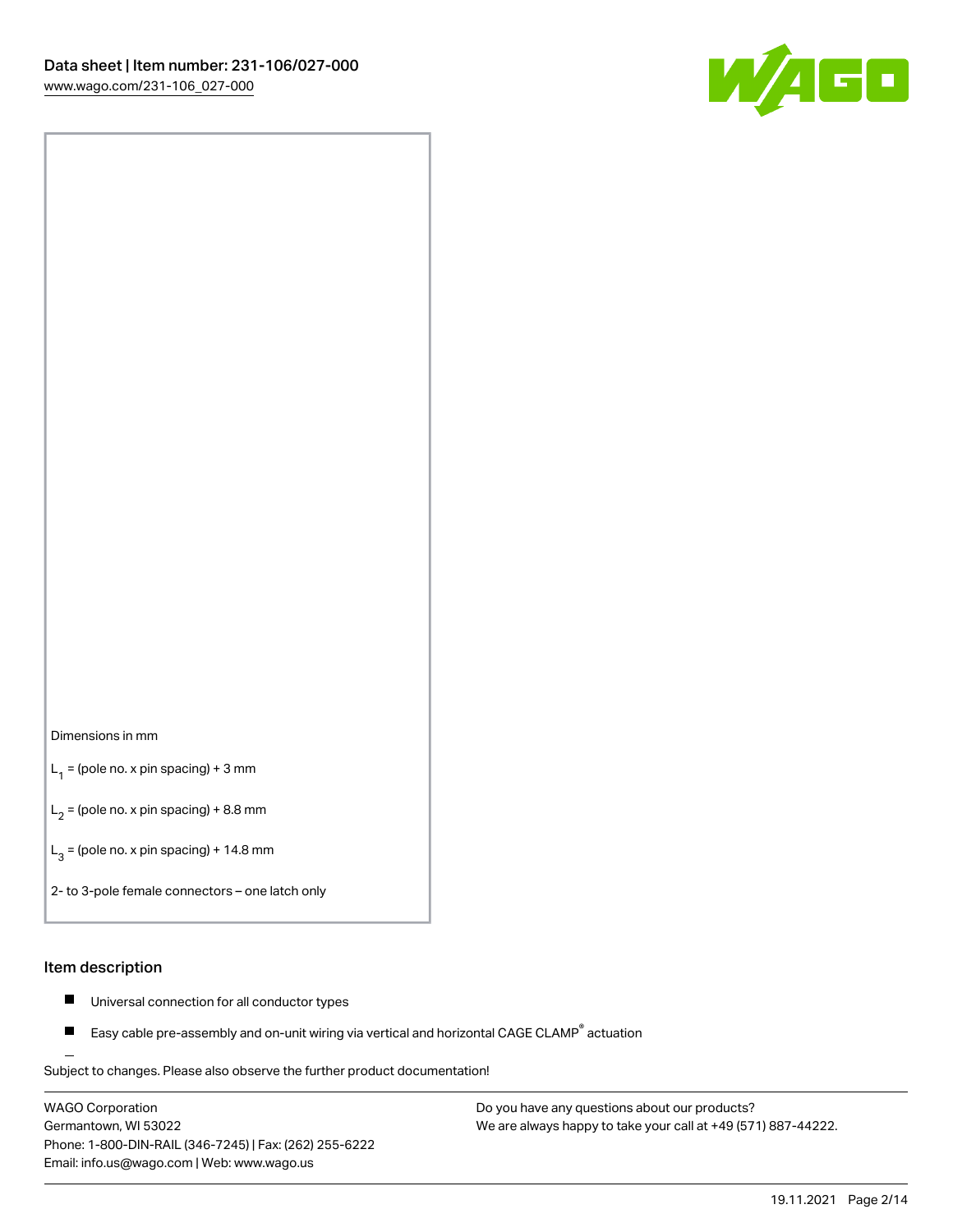Dimensions in mm

$L_1$ = (pole no. x pin spacing) + 3 mm

$L_2$ = (pole no. x pin spacing) + 8.8 mm

$L_3$ = (pole no. x pin spacing) + 14.8 mm

2- to 3-pole female connectors – one latch only

## Item description

- Universal connection for all conductor types
- Easy cable pre-assembly and on-unit wiring via vertical and horizontal CAGE CLAMP® actuation

Subject to changes. Please also observe the further product documentation!

WAGO Corporation
Germantown, WI 53022
Phone: 1-800-DIN-RAIL (346-7245) | Fax: (262) 255-6222
Email: info.us@wago.com | Web: www.wago.us

Do you have any questions about our products?
We are always happy to take your call at +49 (571) 887-44222.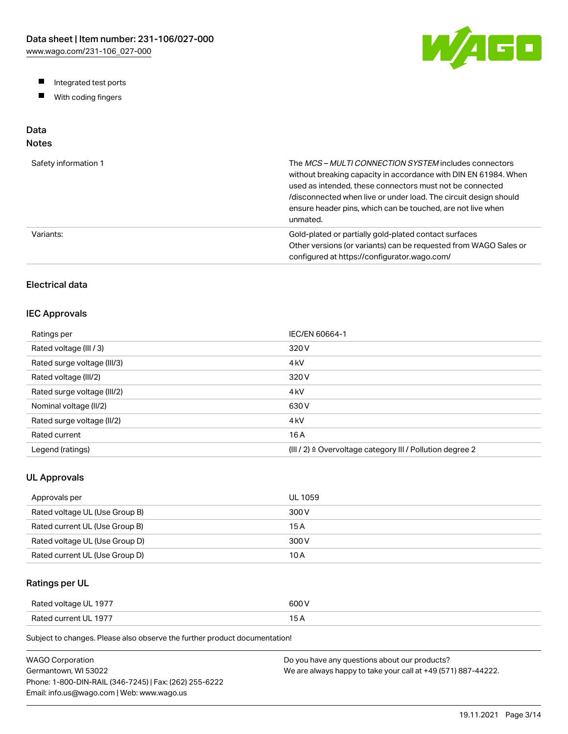- Integrated test ports
- With coding fingers

## Data

### Notes

| | |
|---|---|
| Safety information 1 | The *MCS – MULTI CONNECTION SYSTEM* includes connectors without breaking capacity in accordance with DIN EN 61984. When used as intended, these connectors must not be connected /disconnected when live or under load. The circuit design should ensure header pins, which can be touched, are not live when unmated. |
| Variants: | Gold-plated or partially gold-plated contact surfaces<br>Other versions (or variants) can be requested from WAGO Sales or configured at https://configurator.wago.com/ |

### Electrical data

### IEC Approvals

| | |
|---|---|
| Ratings per | IEC/EN 60664-1 |
| Rated voltage (III / 3) | 320 V |
| Rated surge voltage (III/3) | 4 kV |
| Rated voltage (III/2) | 320 V |
| Rated surge voltage (III/2) | 4 kV |
| Nominal voltage (II/2) | 630 V |
| Rated surge voltage (II/2) | 4 kV |
| Rated current | 16 A |
| Legend (ratings) | (III / 2) ≙ Overvoltage category III / Pollution degree 2 |

### UL Approvals

| | |
|---|---|
| Approvals per | UL 1059 |
| Rated voltage UL (Use Group B) | 300 V |
| Rated current UL (Use Group B) | 15 A |
| Rated voltage UL (Use Group D) | 300 V |
| Rated current UL (Use Group D) | 10 A |

### Ratings per UL

| | |
|---|---|
| Rated voltage UL 1977 | 600 V |
| Rated current UL 1977 | 15 A |

Subject to changes. Please also observe the further product documentation!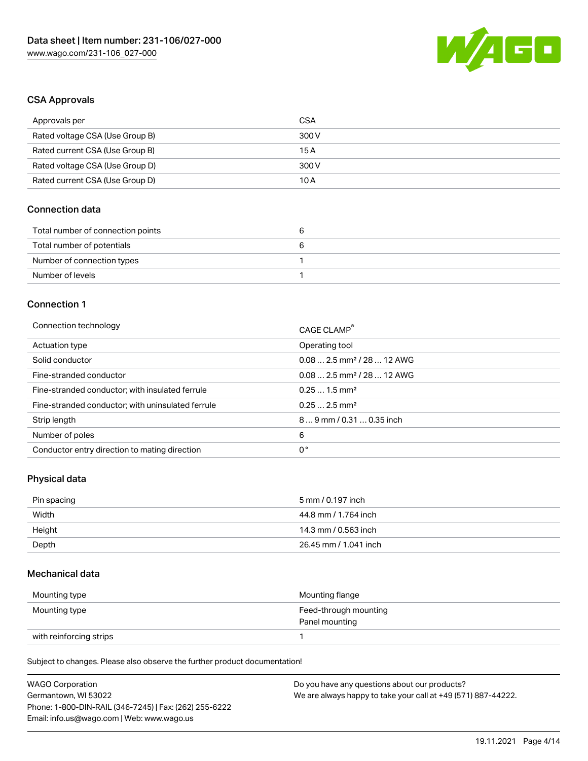## CSA Approvals

| Approvals per | CSA |
| --- | --- |
| Rated voltage CSA (Use Group B) | 300 V |
| Rated current CSA (Use Group B) | 15 A |
| Rated voltage CSA (Use Group D) | 300 V |
| Rated current CSA (Use Group D) | 10 A |

## Connection data

| Total number of connection points | 6 |
| --- | --- |
| Total number of potentials | 6 |
| Number of connection types | 1 |
| Number of levels | 1 |

## Connection 1

| Connection technology | CAGE CLAMP® |
| --- | --- |
| Actuation type | Operating tool |
| Solid conductor | 0.08 … 2.5 mm² / 28 … 12 AWG |
| Fine-stranded conductor | 0.08 … 2.5 mm² / 28 … 12 AWG |
| Fine-stranded conductor; with insulated ferrule | 0.25 … 1.5 mm² |
| Fine-stranded conductor; with uninsulated ferrule | 0.25 … 2.5 mm² |
| Strip length | 8 … 9 mm / 0.31 … 0.35 inch |
| Number of poles | 6 |
| Conductor entry direction to mating direction | 0 ° |

## Physical data

| Pin spacing | 5 mm / 0.197 inch |
| --- | --- |
| Width | 44.8 mm / 1.764 inch |
| Height | 14.3 mm / 0.563 inch |
| Depth | 26.45 mm / 1.041 inch |

## Mechanical data

| Mounting type | Mounting flange |
| --- | --- |
| Mounting type | Feed-through mounting<br>Panel mounting |
| with reinforcing strips | 1 |

Subject to changes. Please also observe the further product documentation!

WAGO Corporation
Germantown, WI 53022
Phone: 1-800-DIN-RAIL (346-7245) | Fax: (262) 255-6222
Email: info.us@wago.com | Web: www.wago.us

Do you have any questions about our products?
We are always happy to take your call at +49 (571) 887-44222.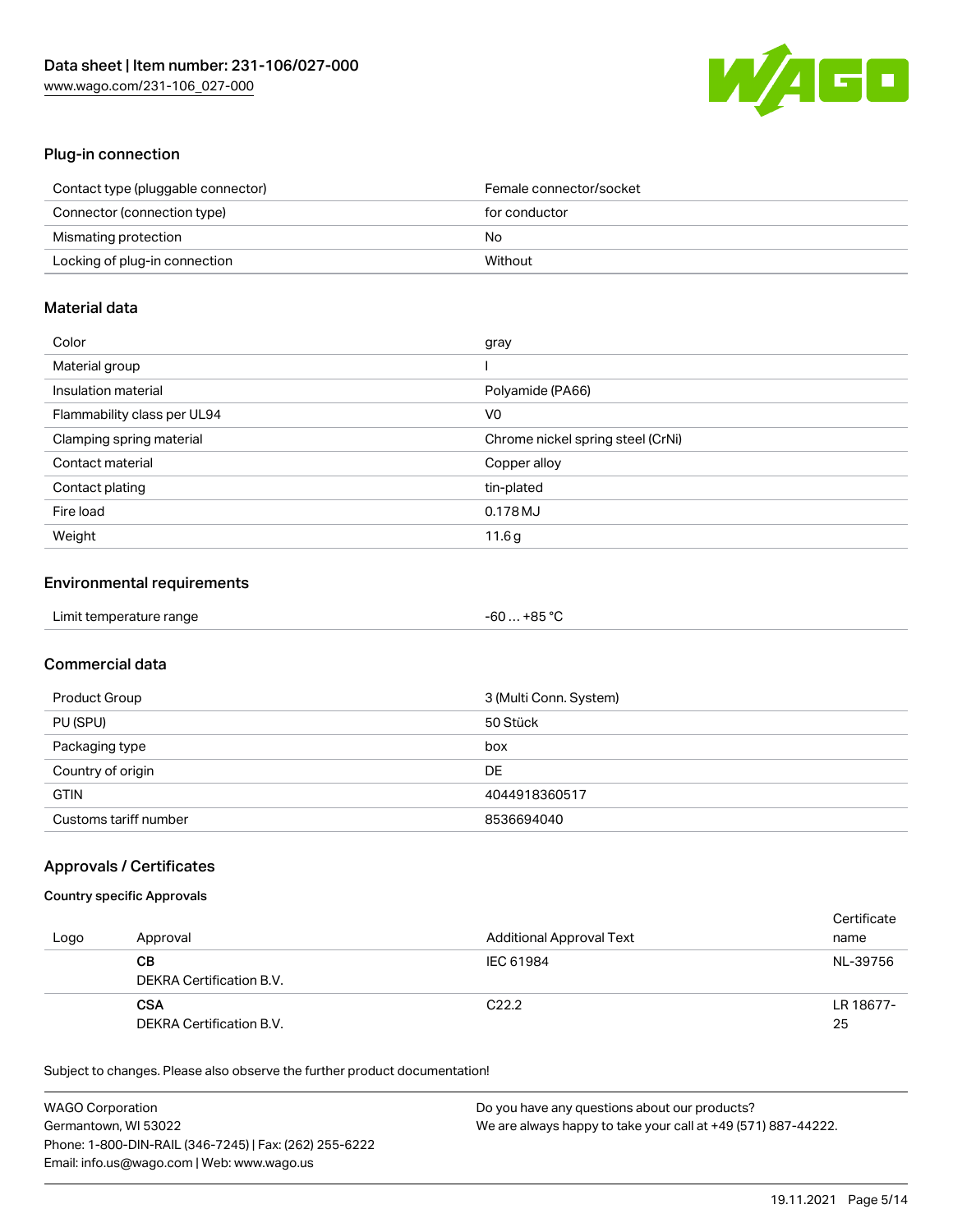## Plug-in connection

| | |
|---|---|
| Contact type (pluggable connector) | Female connector/socket |
| Connector (connection type) | for conductor |
| Mismating protection | No |
| Locking of plug-in connection | Without |

## Material data

| | |
|---|---|
| Color | gray |
| Material group | I |
| Insulation material | Polyamide (PA66) |
| Flammability class per UL94 | V0 |
| Clamping spring material | Chrome nickel spring steel (CrNi) |
| Contact material | Copper alloy |
| Contact plating | tin-plated |
| Fire load | 0.178 MJ |
| Weight | 11.6 g |

## Environmental requirements

| | |
|---|---|
| Limit temperature range | -60 … +85 °C |

## Commercial data

| | |
|---|---|
| Product Group | 3 (Multi Conn. System) |
| PU (SPU) | 50 Stück |
| Packaging type | box |
| Country of origin | DE |
| GTIN | 4044918360517 |
| Customs tariff number | 8536694040 |

## Approvals / Certificates

### Country specific Approvals

| Logo | Approval | Additional Approval Text | Certificate name |
|---|---|---|---|
| | **CB** DEKRA Certification B.V. | IEC 61984 | NL-39756 |
| | **CSA** DEKRA Certification B.V. | C22.2 | LR 18677-25 |

Subject to changes. Please also observe the further product documentation!

WAGO Corporation
Germantown, WI 53022
Phone: 1-800-DIN-RAIL (346-7245) | Fax: (262) 255-6222
Email: info.us@wago.com | Web: www.wago.us

Do you have any questions about our products?
We are always happy to take your call at +49 (571) 887-44222.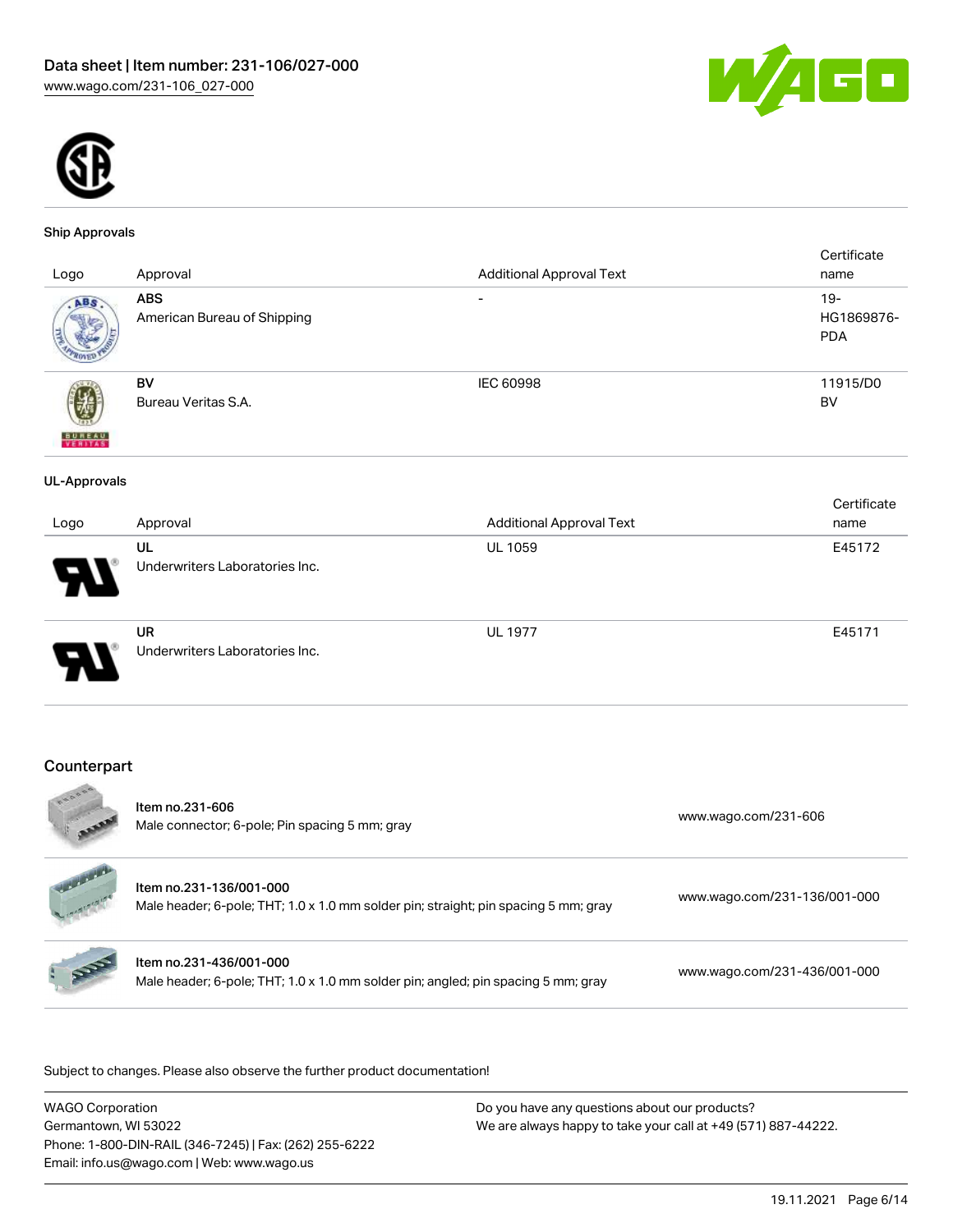### Ship Approvals

| Logo | Approval | Additional Approval Text | Certificate name |
|---|---|---|---|
| | **ABS**<br>American Bureau of Shipping | - | 19-HG1869876-PDA |
| | **BV**<br>Bureau Veritas S.A. | IEC 60998 | 11915/D0 BV |

### UL-Approvals

| Logo | Approval | Additional Approval Text | Certificate name |
|---|---|---|---|
| | **UL**<br>Underwriters Laboratories Inc. | UL 1059 | E45172 |
| | **UR**<br>Underwriters Laboratories Inc. | UL 1977 | E45171 |

## Counterpart

| Item | Description | Link |
|---|---|---|
| Item no.231-606 | Male connector; 6-pole; Pin spacing 5 mm; gray | www.wago.com/231-606 |
| Item no.231-136/001-000 | Male header; 6-pole; THT; 1.0 x 1.0 mm solder pin; straight; pin spacing 5 mm; gray | www.wago.com/231-136/001-000 |
| Item no.231-436/001-000 | Male header; 6-pole; THT; 1.0 x 1.0 mm solder pin; angled; pin spacing 5 mm; gray | www.wago.com/231-436/001-000 |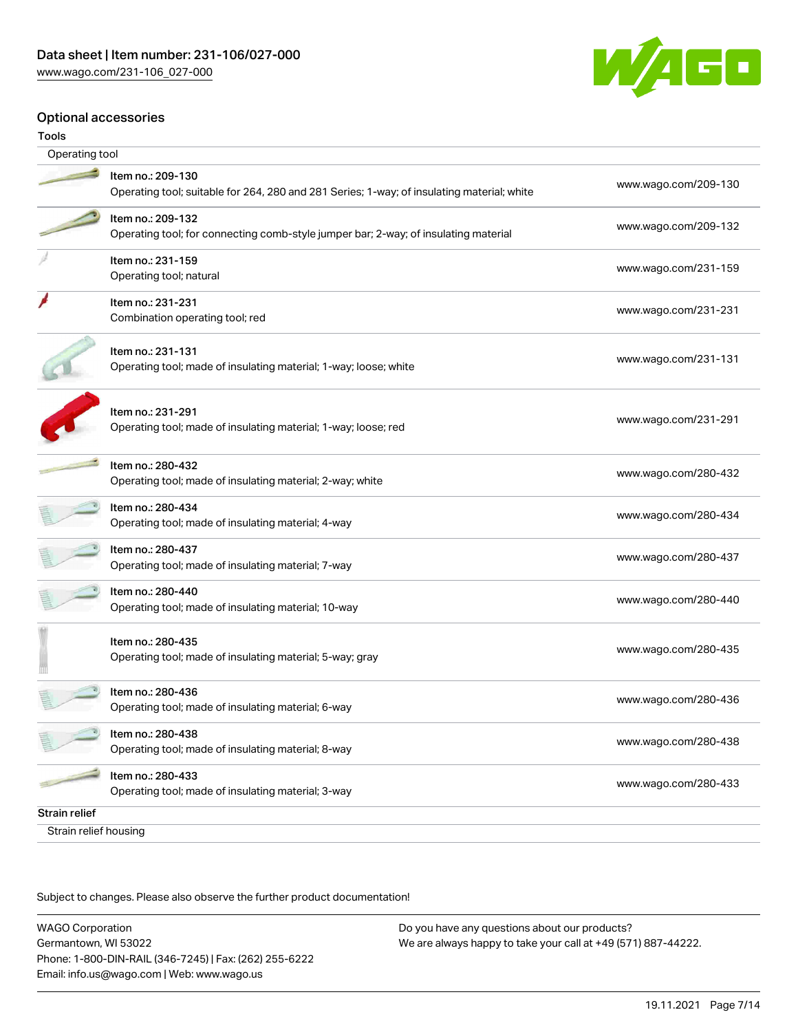## Optional accessories

### Tools

Operating tool

| Item | URL |
| --- | --- |
| Item no.: 209-130<br>Operating tool; suitable for 264, 280 and 281 Series; 1-way; of insulating material; white | www.wago.com/209-130 |
| Item no.: 209-132<br>Operating tool; for connecting comb-style jumper bar; 2-way; of insulating material | www.wago.com/209-132 |
| Item no.: 231-159<br>Operating tool; natural | www.wago.com/231-159 |
| Item no.: 231-231<br>Combination operating tool; red | www.wago.com/231-231 |
| Item no.: 231-131<br>Operating tool; made of insulating material; 1-way; loose; white | www.wago.com/231-131 |
| Item no.: 231-291<br>Operating tool; made of insulating material; 1-way; loose; red | www.wago.com/231-291 |
| Item no.: 280-432<br>Operating tool; made of insulating material; 2-way; white | www.wago.com/280-432 |
| Item no.: 280-434<br>Operating tool; made of insulating material; 4-way | www.wago.com/280-434 |
| Item no.: 280-437<br>Operating tool; made of insulating material; 7-way | www.wago.com/280-437 |
| Item no.: 280-440<br>Operating tool; made of insulating material; 10-way | www.wago.com/280-440 |
| Item no.: 280-435<br>Operating tool; made of insulating material; 5-way; gray | www.wago.com/280-435 |
| Item no.: 280-436<br>Operating tool; made of insulating material; 6-way | www.wago.com/280-436 |
| Item no.: 280-438<br>Operating tool; made of insulating material; 8-way | www.wago.com/280-438 |
| Item no.: 280-433<br>Operating tool; made of insulating material; 3-way | www.wago.com/280-433 |

### Strain relief

Strain relief housing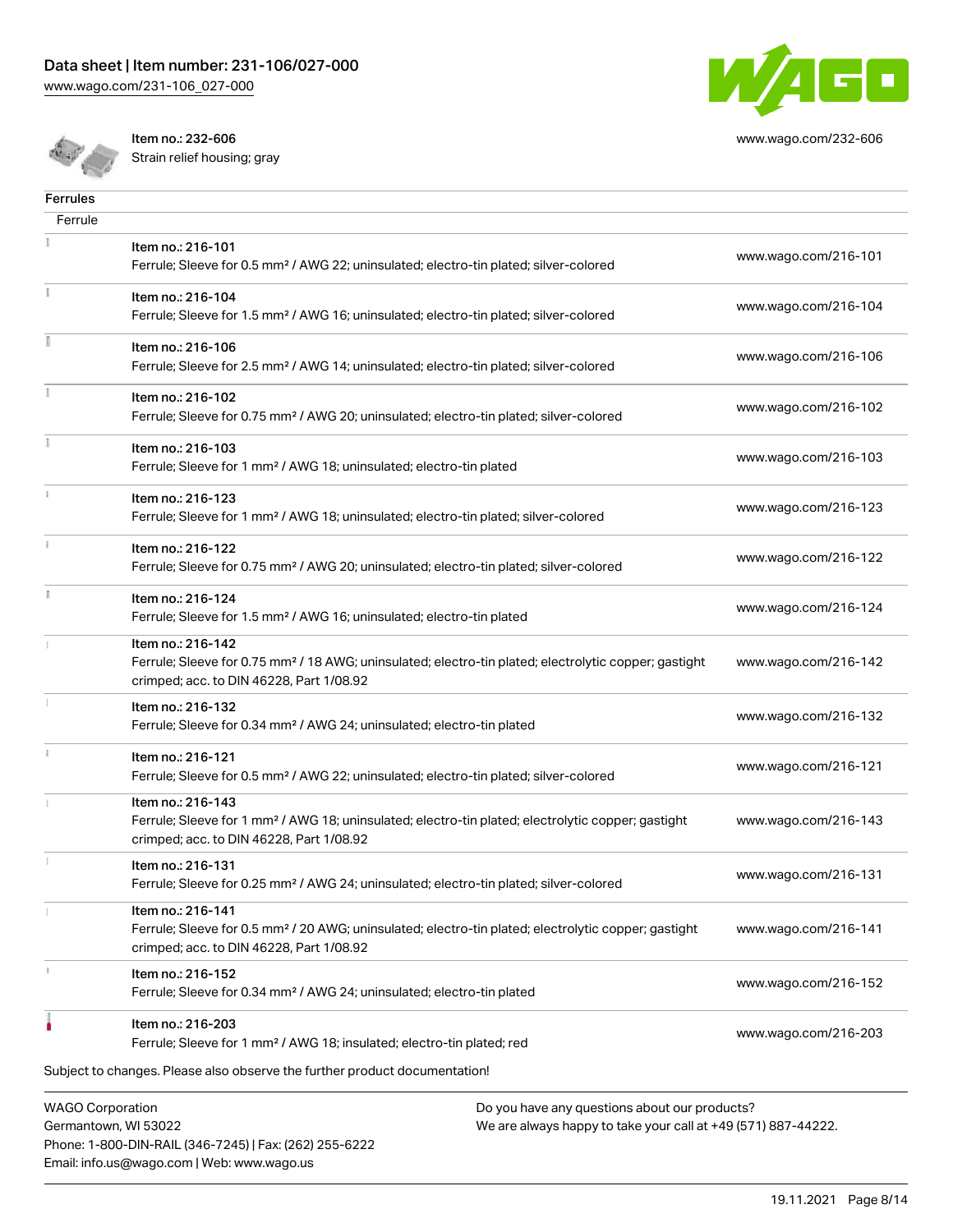| | | |
|---|---|---|
| | Item no.: 232-606<br>Strain relief housing; gray | www.wago.com/232-606 |

## Ferrules

| Ferrule | | |
|---|---|---|
| | Item no.: 216-101<br>Ferrule; Sleeve for 0.5 mm² / AWG 22; uninsulated; electro-tin plated; silver-colored | www.wago.com/216-101 |
| | Item no.: 216-104<br>Ferrule; Sleeve for 1.5 mm² / AWG 16; uninsulated; electro-tin plated; silver-colored | www.wago.com/216-104 |
| | Item no.: 216-106<br>Ferrule; Sleeve for 2.5 mm² / AWG 14; uninsulated; electro-tin plated; silver-colored | www.wago.com/216-106 |
| | Item no.: 216-102<br>Ferrule; Sleeve for 0.75 mm² / AWG 20; uninsulated; electro-tin plated; silver-colored | www.wago.com/216-102 |
| | Item no.: 216-103<br>Ferrule; Sleeve for 1 mm² / AWG 18; uninsulated; electro-tin plated | www.wago.com/216-103 |
| | Item no.: 216-123<br>Ferrule; Sleeve for 1 mm² / AWG 18; uninsulated; electro-tin plated; silver-colored | www.wago.com/216-123 |
| | Item no.: 216-122<br>Ferrule; Sleeve for 0.75 mm² / AWG 20; uninsulated; electro-tin plated; silver-colored | www.wago.com/216-122 |
| | Item no.: 216-124<br>Ferrule; Sleeve for 1.5 mm² / AWG 16; uninsulated; electro-tin plated | www.wago.com/216-124 |
| | Item no.: 216-142<br>Ferrule; Sleeve for 0.75 mm² / 18 AWG; uninsulated; electro-tin plated; electrolytic copper; gastight crimped; acc. to DIN 46228, Part 1/08.92 | www.wago.com/216-142 |
| | Item no.: 216-132<br>Ferrule; Sleeve for 0.34 mm² / AWG 24; uninsulated; electro-tin plated | www.wago.com/216-132 |
| | Item no.: 216-121<br>Ferrule; Sleeve for 0.5 mm² / AWG 22; uninsulated; electro-tin plated; silver-colored | www.wago.com/216-121 |
| | Item no.: 216-143<br>Ferrule; Sleeve for 1 mm² / AWG 18; uninsulated; electro-tin plated; electrolytic copper; gastight crimped; acc. to DIN 46228, Part 1/08.92 | www.wago.com/216-143 |
| | Item no.: 216-131<br>Ferrule; Sleeve for 0.25 mm² / AWG 24; uninsulated; electro-tin plated; silver-colored | www.wago.com/216-131 |
| | Item no.: 216-141<br>Ferrule; Sleeve for 0.5 mm² / 20 AWG; uninsulated; electro-tin plated; electrolytic copper; gastight crimped; acc. to DIN 46228, Part 1/08.92 | www.wago.com/216-141 |
| | Item no.: 216-152<br>Ferrule; Sleeve for 0.34 mm² / AWG 24; uninsulated; electro-tin plated | www.wago.com/216-152 |
| | Item no.: 216-203<br>Ferrule; Sleeve for 1 mm² / AWG 18; insulated; electro-tin plated; red | www.wago.com/216-203 |

Subject to changes. Please also observe the further product documentation!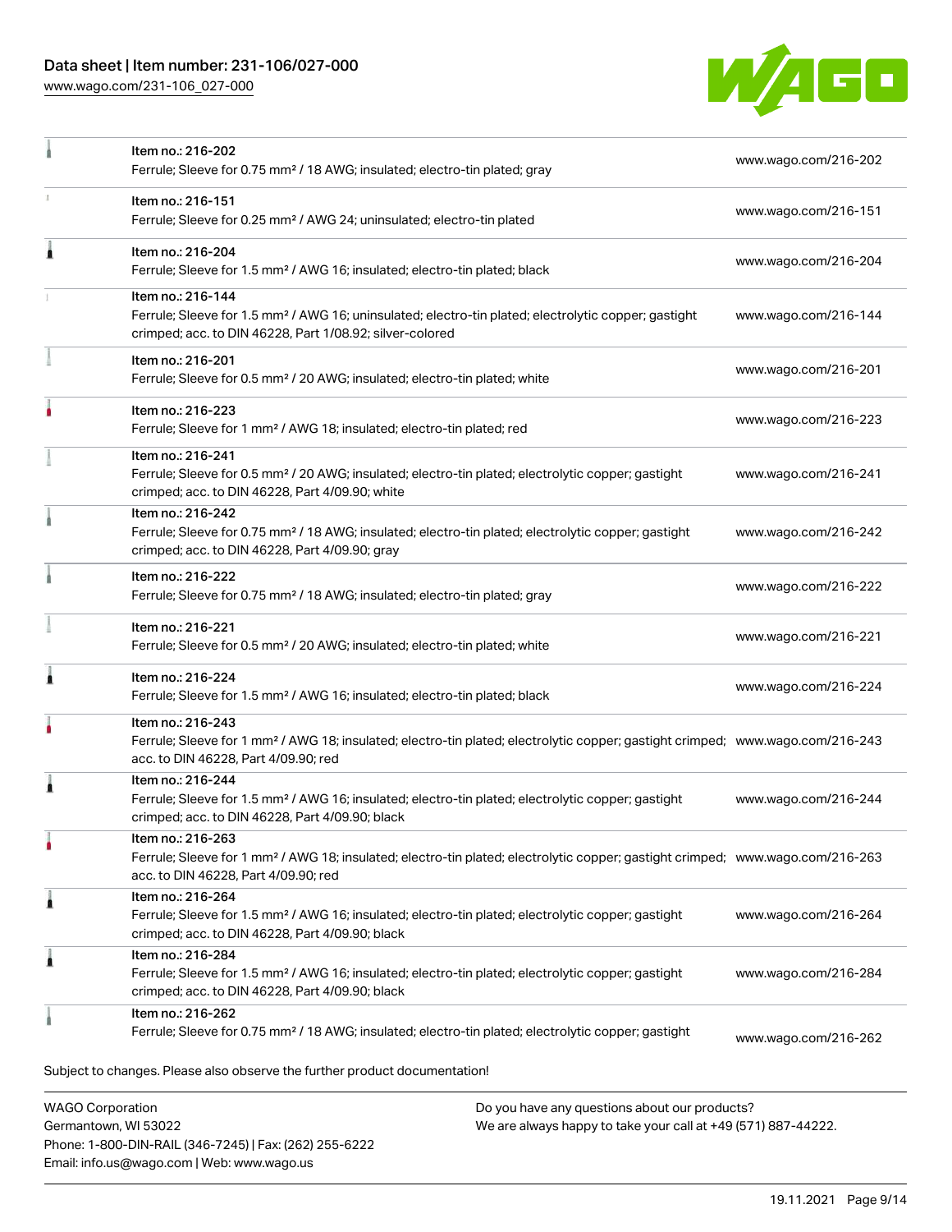| | | |
|---|---|---|
| | Item no.: 216-202<br>Ferrule; Sleeve for 0.75 mm² / 18 AWG; insulated; electro-tin plated; gray | www.wago.com/216-202 |
| | Item no.: 216-151<br>Ferrule; Sleeve for 0.25 mm² / AWG 24; uninsulated; electro-tin plated | www.wago.com/216-151 |
| | Item no.: 216-204<br>Ferrule; Sleeve for 1.5 mm² / AWG 16; insulated; electro-tin plated; black | www.wago.com/216-204 |
| | Item no.: 216-144<br>Ferrule; Sleeve for 1.5 mm² / AWG 16; uninsulated; electro-tin plated; electrolytic copper; gastight crimped; acc. to DIN 46228, Part 1/08.92; silver-colored | www.wago.com/216-144 |
| | Item no.: 216-201<br>Ferrule; Sleeve for 0.5 mm² / 20 AWG; insulated; electro-tin plated; white | www.wago.com/216-201 |
| | Item no.: 216-223<br>Ferrule; Sleeve for 1 mm² / AWG 18; insulated; electro-tin plated; red | www.wago.com/216-223 |
| | Item no.: 216-241<br>Ferrule; Sleeve for 0.5 mm² / 20 AWG; insulated; electro-tin plated; electrolytic copper; gastight crimped; acc. to DIN 46228, Part 4/09.90; white | www.wago.com/216-241 |
| | Item no.: 216-242<br>Ferrule; Sleeve for 0.75 mm² / 18 AWG; insulated; electro-tin plated; electrolytic copper; gastight crimped; acc. to DIN 46228, Part 4/09.90; gray | www.wago.com/216-242 |
| | Item no.: 216-222<br>Ferrule; Sleeve for 0.75 mm² / 18 AWG; insulated; electro-tin plated; gray | www.wago.com/216-222 |
| | Item no.: 216-221<br>Ferrule; Sleeve for 0.5 mm² / 20 AWG; insulated; electro-tin plated; white | www.wago.com/216-221 |
| | Item no.: 216-224<br>Ferrule; Sleeve for 1.5 mm² / AWG 16; insulated; electro-tin plated; black | www.wago.com/216-224 |
| | Item no.: 216-243<br>Ferrule; Sleeve for 1 mm² / AWG 18; insulated; electro-tin plated; electrolytic copper; gastight crimped; acc. to DIN 46228, Part 4/09.90; red | www.wago.com/216-243 |
| | Item no.: 216-244<br>Ferrule; Sleeve for 1.5 mm² / AWG 16; insulated; electro-tin plated; electrolytic copper; gastight crimped; acc. to DIN 46228, Part 4/09.90; black | www.wago.com/216-244 |
| | Item no.: 216-263<br>Ferrule; Sleeve for 1 mm² / AWG 18; insulated; electro-tin plated; electrolytic copper; gastight crimped; acc. to DIN 46228, Part 4/09.90; red | www.wago.com/216-263 |
| | Item no.: 216-264<br>Ferrule; Sleeve for 1.5 mm² / AWG 16; insulated; electro-tin plated; electrolytic copper; gastight crimped; acc. to DIN 46228, Part 4/09.90; black | www.wago.com/216-264 |
| | Item no.: 216-284<br>Ferrule; Sleeve for 1.5 mm² / AWG 16; insulated; electro-tin plated; electrolytic copper; gastight crimped; acc. to DIN 46228, Part 4/09.90; black | www.wago.com/216-284 |
| | Item no.: 216-262<br>Ferrule; Sleeve for 0.75 mm² / 18 AWG; insulated; electro-tin plated; electrolytic copper; gastight | www.wago.com/216-262 |

Subject to changes. Please also observe the further product documentation!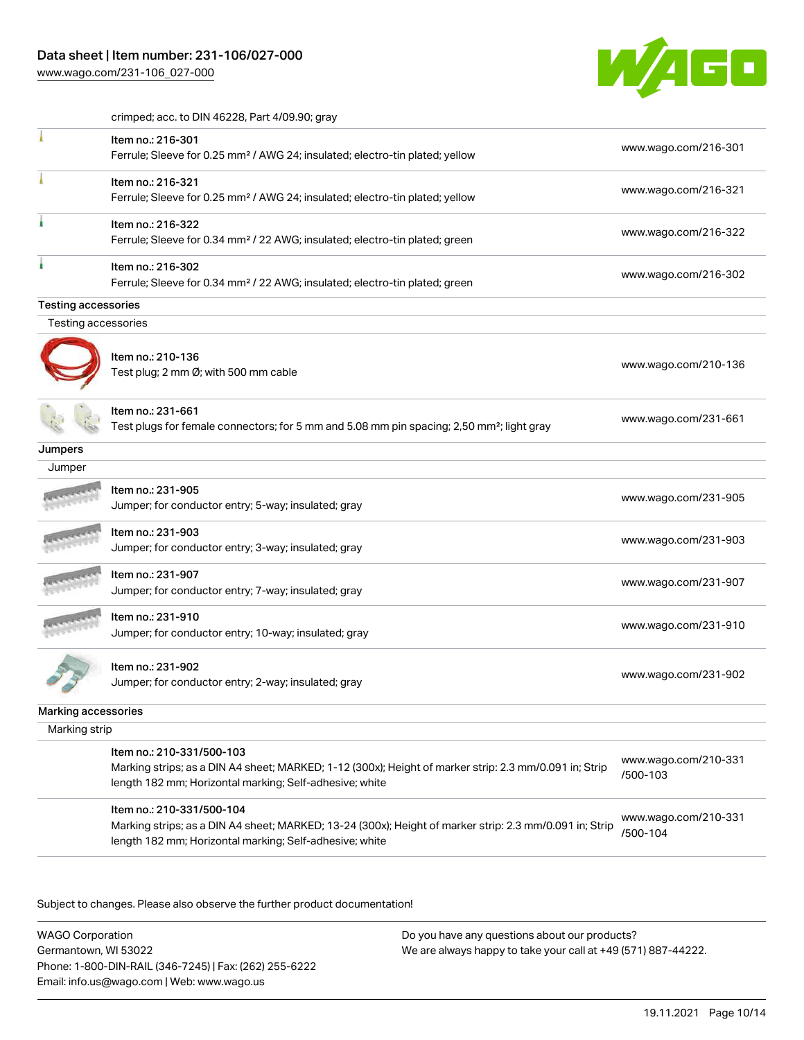crimped; acc. to DIN 46228, Part 4/09.90; gray

| Item | Link |
| --- | --- |
| Item no.: 216-301<br>Ferrule; Sleeve for 0.25 mm² / AWG 24; insulated; electro-tin plated; yellow | www.wago.com/216-301 |
| Item no.: 216-321<br>Ferrule; Sleeve for 0.25 mm² / AWG 24; insulated; electro-tin plated; yellow | www.wago.com/216-321 |
| Item no.: 216-322<br>Ferrule; Sleeve for 0.34 mm² / 22 AWG; insulated; electro-tin plated; green | www.wago.com/216-322 |
| Item no.: 216-302<br>Ferrule; Sleeve for 0.34 mm² / 22 AWG; insulated; electro-tin plated; green | www.wago.com/216-302 |

## Testing accessories

### Testing accessories

| Item | Link |
| --- | --- |
| Item no.: 210-136<br>Test plug; 2 mm Ø; with 500 mm cable | www.wago.com/210-136 |
| Item no.: 231-661<br>Test plugs for female connectors; for 5 mm and 5.08 mm pin spacing; 2,50 mm²; light gray | www.wago.com/231-661 |

## Jumpers

### Jumper

| Item | Link |
| --- | --- |
| Item no.: 231-905<br>Jumper; for conductor entry; 5-way; insulated; gray | www.wago.com/231-905 |
| Item no.: 231-903<br>Jumper; for conductor entry; 3-way; insulated; gray | www.wago.com/231-903 |
| Item no.: 231-907<br>Jumper; for conductor entry; 7-way; insulated; gray | www.wago.com/231-907 |
| Item no.: 231-910<br>Jumper; for conductor entry; 10-way; insulated; gray | www.wago.com/231-910 |
| Item no.: 231-902<br>Jumper; for conductor entry; 2-way; insulated; gray | www.wago.com/231-902 |

## Marking accessories

### Marking strip

| Item | Link |
| --- | --- |
| Item no.: 210-331/500-103<br>Marking strips; as a DIN A4 sheet; MARKED; 1-12 (300x); Height of marker strip: 2.3 mm/0.091 in; Strip length 182 mm; Horizontal marking; Self-adhesive; white | www.wago.com/210-331/500-103 |
| Item no.: 210-331/500-104<br>Marking strips; as a DIN A4 sheet; MARKED; 13-24 (300x); Height of marker strip: 2.3 mm/0.091 in; Strip length 182 mm; Horizontal marking; Self-adhesive; white | www.wago.com/210-331/500-104 |

Subject to changes. Please also observe the further product documentation!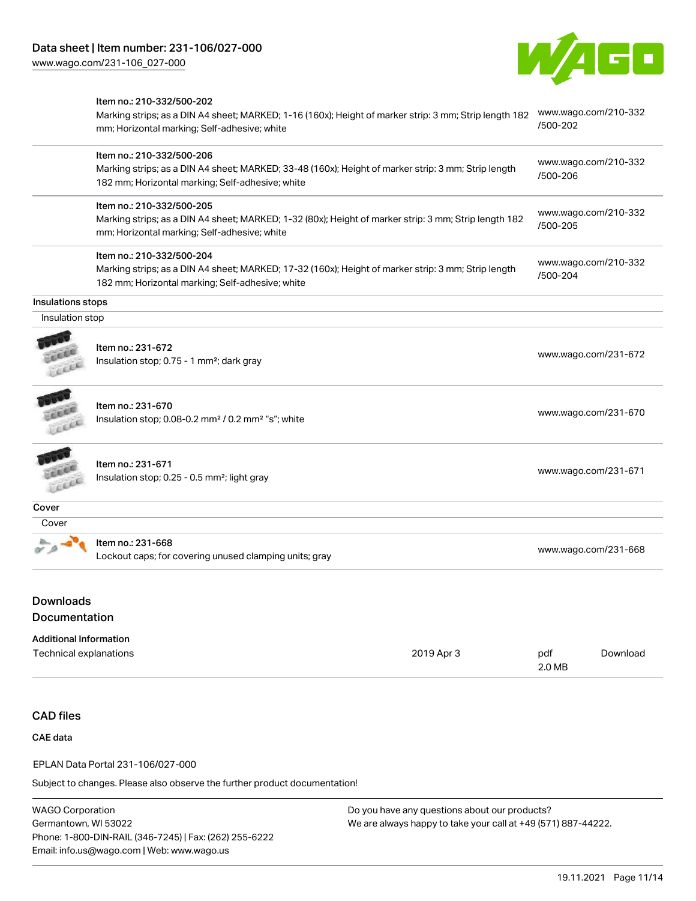| | |
|---|---|
| Item no.: 210-332/500-202<br>Marking strips; as a DIN A4 sheet; MARKED; 1-16 (160x); Height of marker strip: 3 mm; Strip length 182 mm; Horizontal marking; Self-adhesive; white | www.wago.com/210-332/500-202 |
| Item no.: 210-332/500-206<br>Marking strips; as a DIN A4 sheet; MARKED; 33-48 (160x); Height of marker strip: 3 mm; Strip length 182 mm; Horizontal marking; Self-adhesive; white | www.wago.com/210-332/500-206 |
| Item no.: 210-332/500-205<br>Marking strips; as a DIN A4 sheet; MARKED; 1-32 (80x); Height of marker strip: 3 mm; Strip length 182 mm; Horizontal marking; Self-adhesive; white | www.wago.com/210-332/500-205 |
| Item no.: 210-332/500-204<br>Marking strips; as a DIN A4 sheet; MARKED; 17-32 (160x); Height of marker strip: 3 mm; Strip length 182 mm; Horizontal marking; Self-adhesive; white | www.wago.com/210-332/500-204 |

### Insulations stops

Insulation stop

| | |
|---|---|
| Item no.: 231-672<br>Insulation stop; 0.75 - 1 mm²; dark gray | www.wago.com/231-672 |
| Item no.: 231-670<br>Insulation stop; 0.08-0.2 mm² / 0.2 mm² "s"; white | www.wago.com/231-670 |
| Item no.: 231-671<br>Insulation stop; 0.25 - 0.5 mm²; light gray | www.wago.com/231-671 |

### Cover

Cover

| | |
|---|---|
| Item no.: 231-668<br>Lockout caps; for covering unused clamping units; gray | www.wago.com/231-668 |

## Downloads

## Documentation

### Additional Information

| | | | |
|---|---|---|---|
| Technical explanations | 2019 Apr 3 | pdf<br>2.0 MB | Download |

## CAD files

### CAE data

EPLAN Data Portal 231-106/027-000

Subject to changes. Please also observe the further product documentation!

WAGO Corporation
Germantown, WI 53022
Phone: 1-800-DIN-RAIL (346-7245) | Fax: (262) 255-6222
Email: info.us@wago.com | Web: www.wago.us

Do you have any questions about our products?
We are always happy to take your call at +49 (571) 887-44222.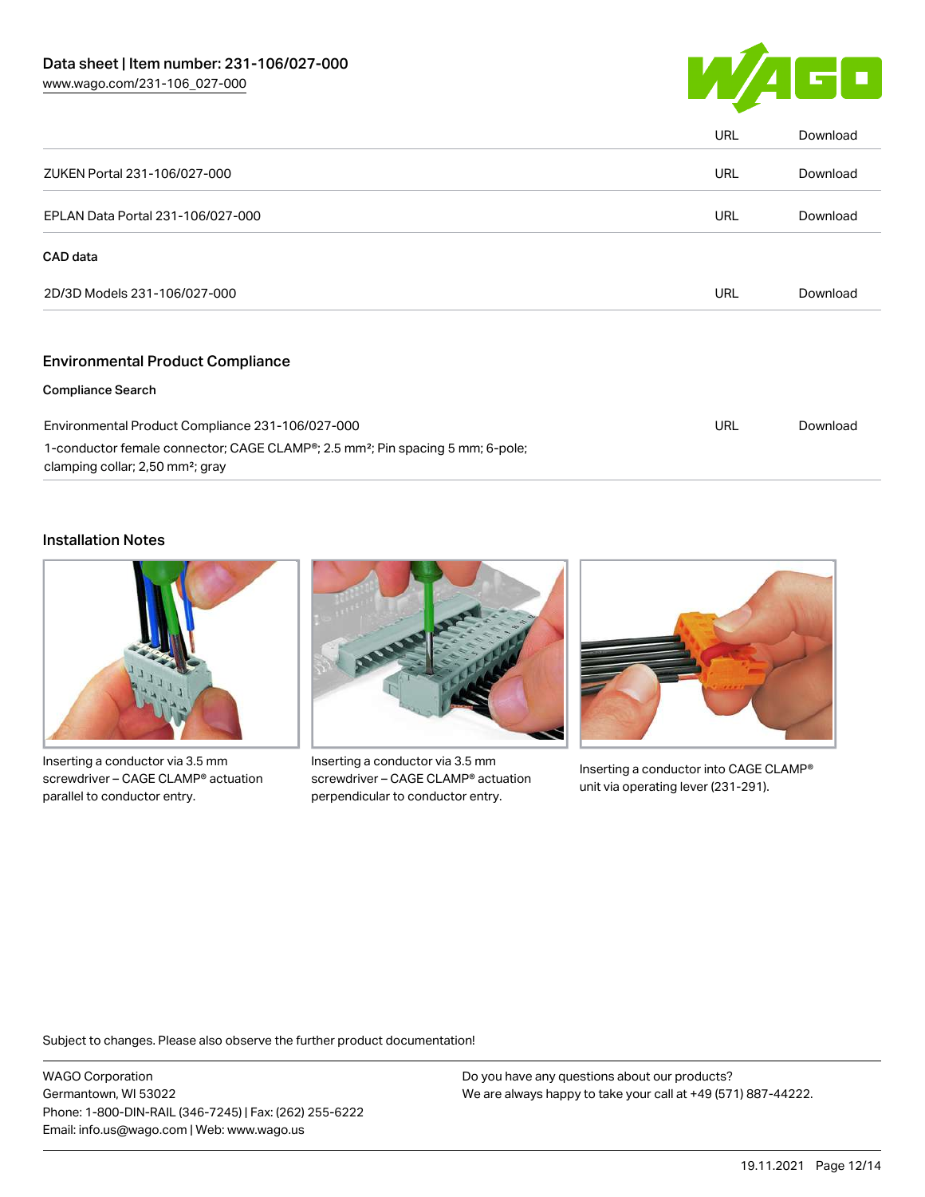| | URL | Download |
|---|---|---|
| ZUKEN Portal 231-106/027-000 | URL | Download |
| EPLAN Data Portal 231-106/027-000 | URL | Download |

**CAD data**

| | | |
|---|---|---|
| 2D/3D Models 231-106/027-000 | URL | Download |

## Environmental Product Compliance

**Compliance Search**

| | | |
|---|---|---|
| Environmental Product Compliance 231-106/027-000<br>1-conductor female connector; CAGE CLAMP®; 2.5 mm²; Pin spacing 5 mm; 6-pole; clamping collar; 2,50 mm²; gray | URL | Download |

## Installation Notes

Inserting a conductor via 3.5 mm screwdriver – CAGE CLAMP® actuation parallel to conductor entry.

Inserting a conductor via 3.5 mm screwdriver – CAGE CLAMP® actuation perpendicular to conductor entry.

Inserting a conductor into CAGE CLAMP® unit via operating lever (231-291).

Subject to changes. Please also observe the further product documentation!

WAGO Corporation
Germantown, WI 53022
Phone: 1-800-DIN-RAIL (346-7245) | Fax: (262) 255-6222
Email: info.us@wago.com | Web: www.wago.us

Do you have any questions about our products?
We are always happy to take your call at +49 (571) 887-44222.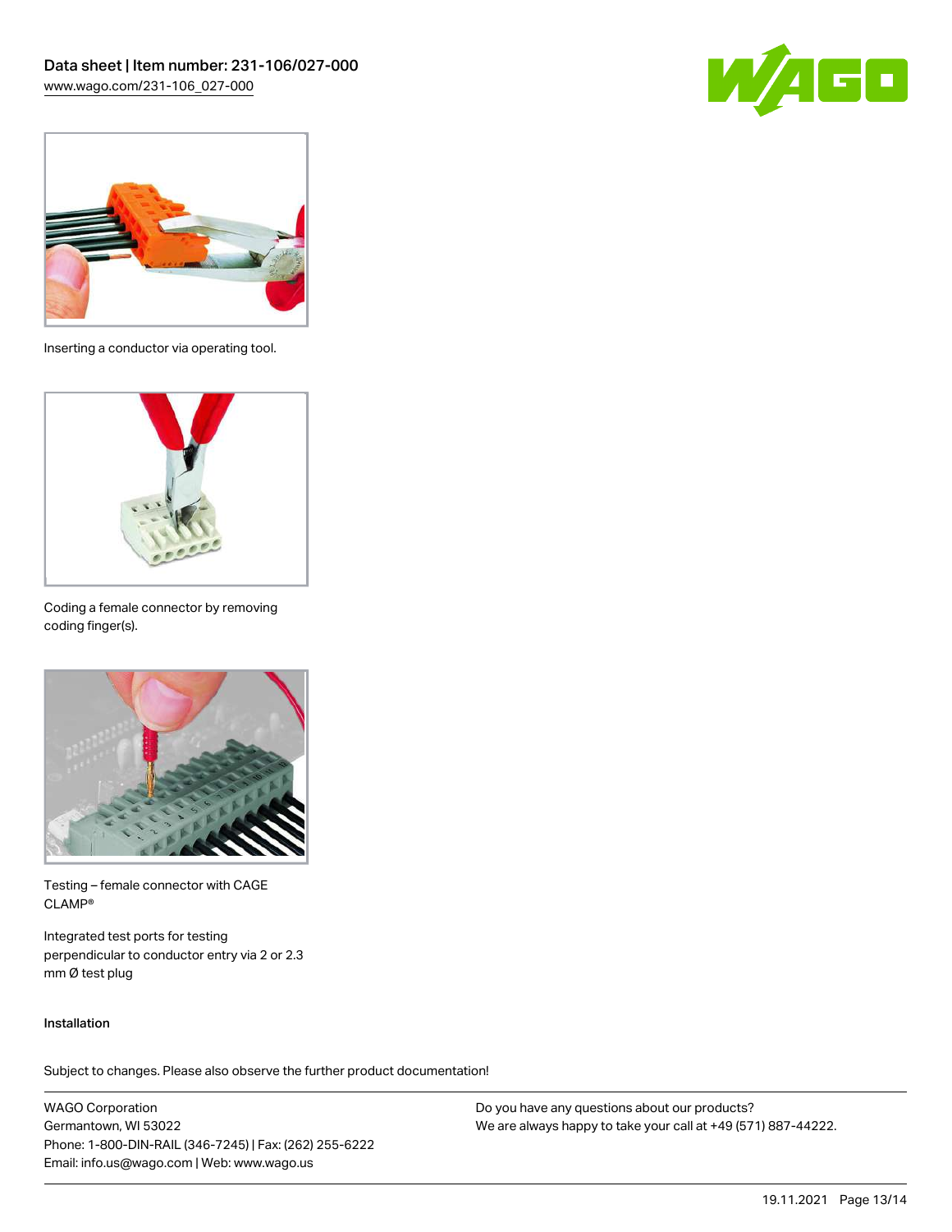Inserting a conductor via operating tool.

Coding a female connector by removing coding finger(s).

Testing – female connector with CAGE CLAMP®

Integrated test ports for testing perpendicular to conductor entry via 2 or 2.3 mm Ø test plug

Installation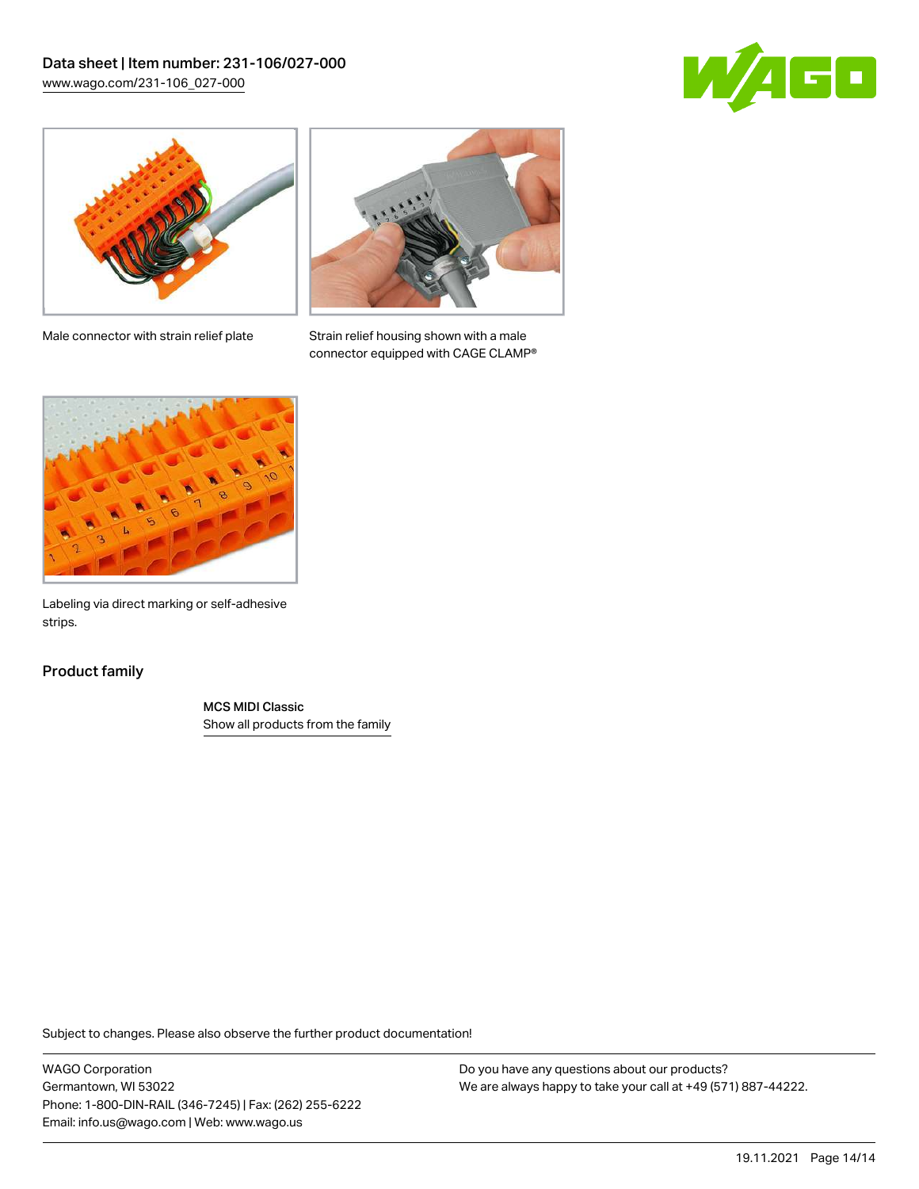Male connector with strain relief plate

Strain relief housing shown with a male connector equipped with CAGE CLAMP®

Labeling via direct marking or self-adhesive strips.

## Product family

**MCS MIDI Classic**
Show all products from the family

Subject to changes. Please also observe the further product documentation!

WAGO Corporation
Germantown, WI 53022
Phone: 1-800-DIN-RAIL (346-7245) | Fax: (262) 255-6222
Email: info.us@wago.com | Web: www.wago.us

Do you have any questions about our products?
We are always happy to take your call at +49 (571) 887-44222.